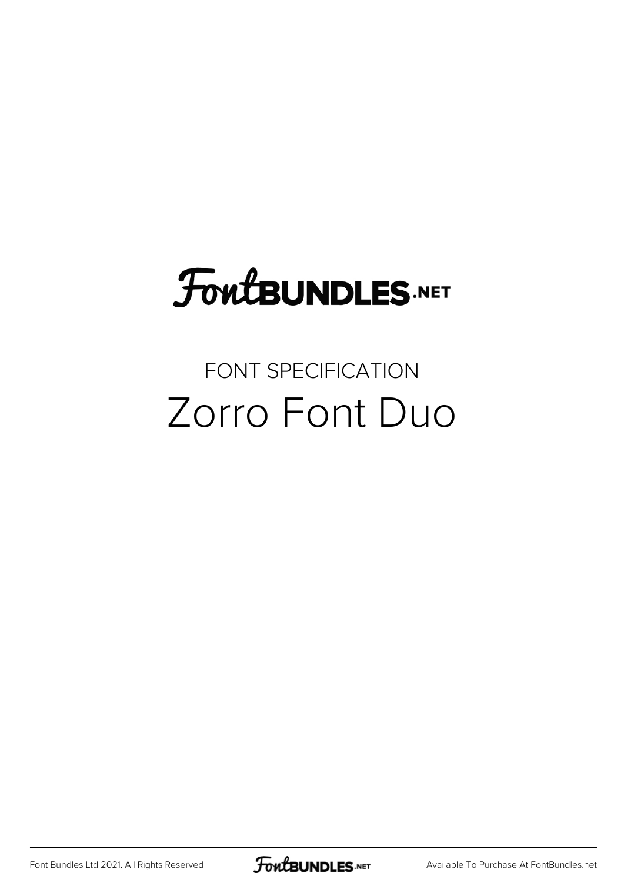FontBUNDLES.NET

FONT SPECIFICATION

# Zorro Font Duo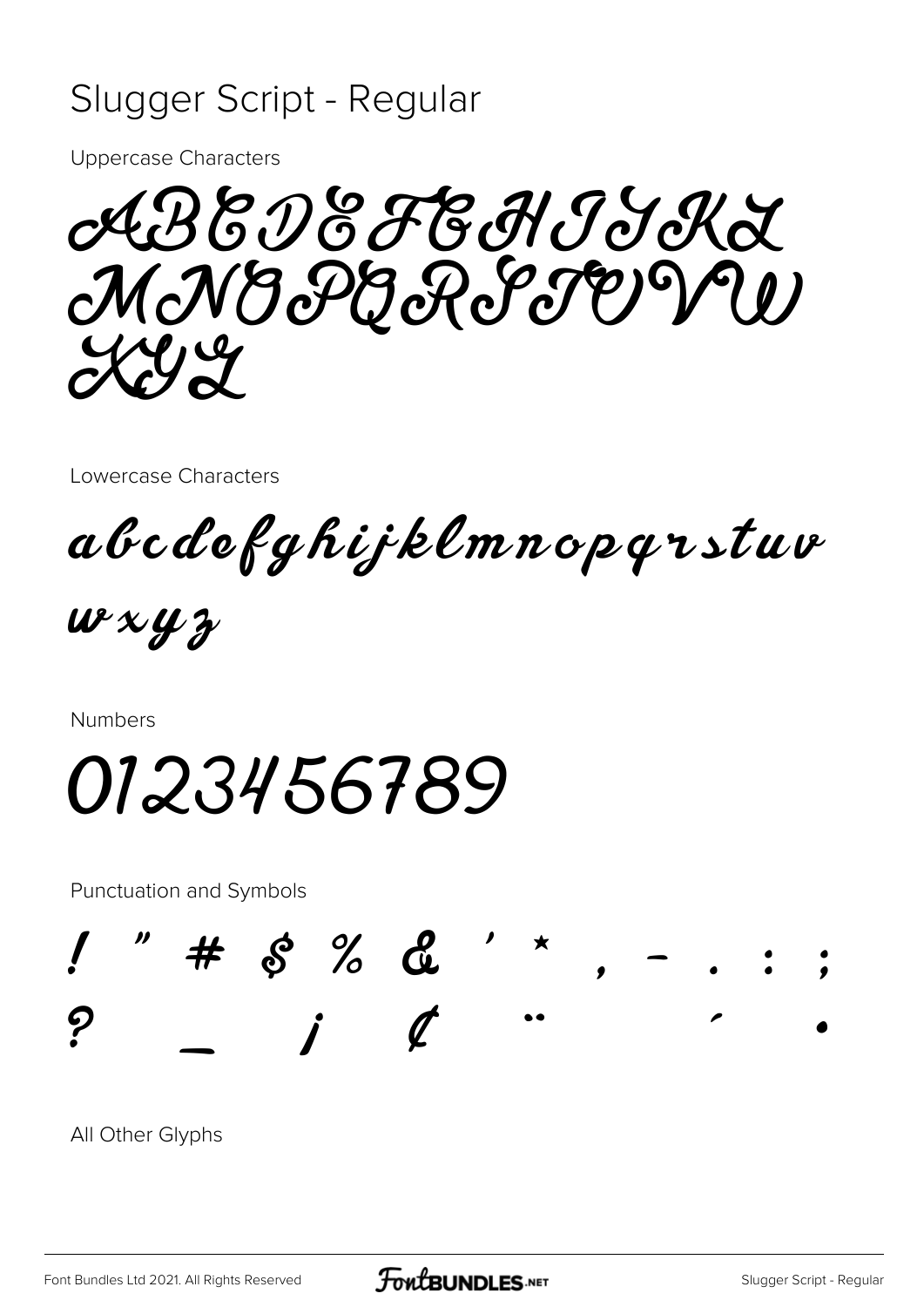# Slugger Script - Regular

Uppercase Characters

ABCDEFGHIJKL
MNOPQRSTUVW
XYZ

Lowercase Characters

abcdefghijklmnopqrstuv
wxyz

Numbers

0123456789

Punctuation and Symbols

! " # $ % & ' * , - . : ;
? _ ¡ ¢ ¨ ´ ·

All Other Glyphs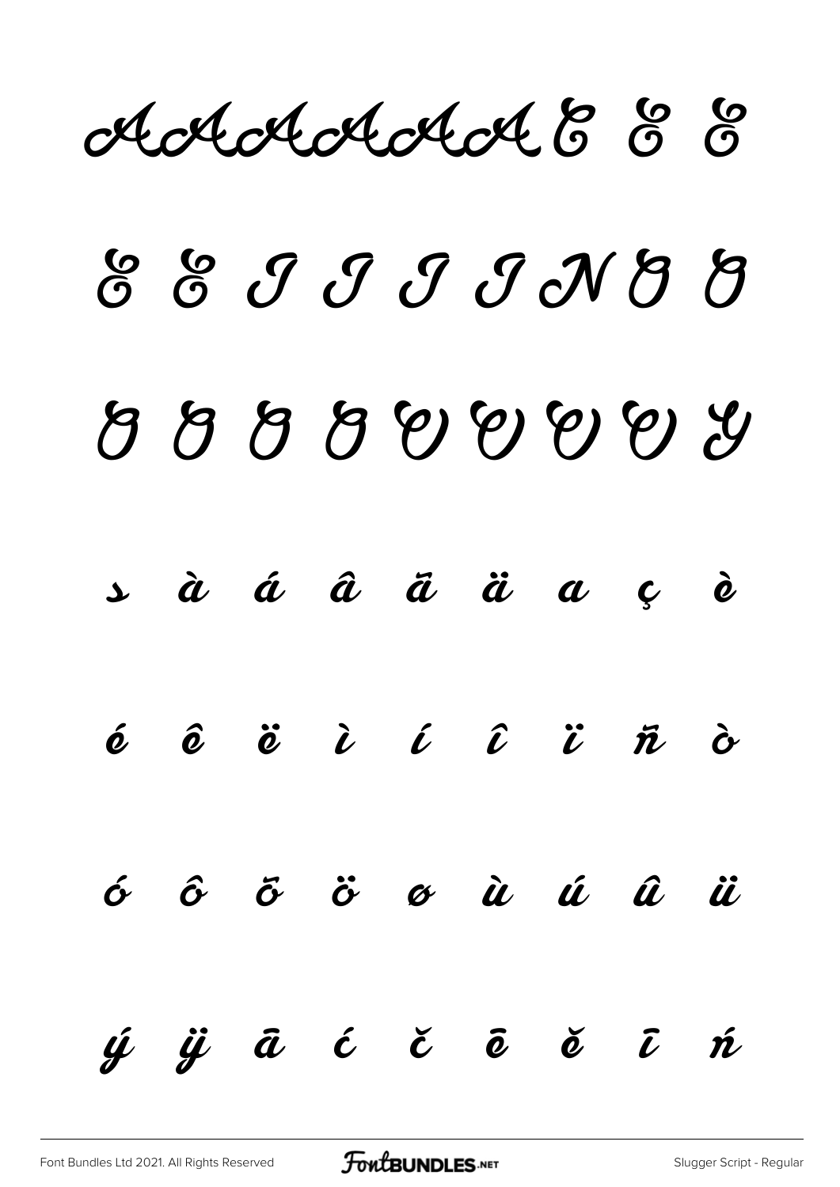À Á Â Ã Ä Å Æ Ç È É

Ê Ë Ì Í Î Ï Ñ Ò Ó

Ô Õ Ö Ø Ù Ú Û Ü Ý

ß à á â ã ä å ç è

é ê ë ì í î ï ñ ò

ó ô õ ö ø ù ú û ü

ý ÿ ā ć č ē ě ī ń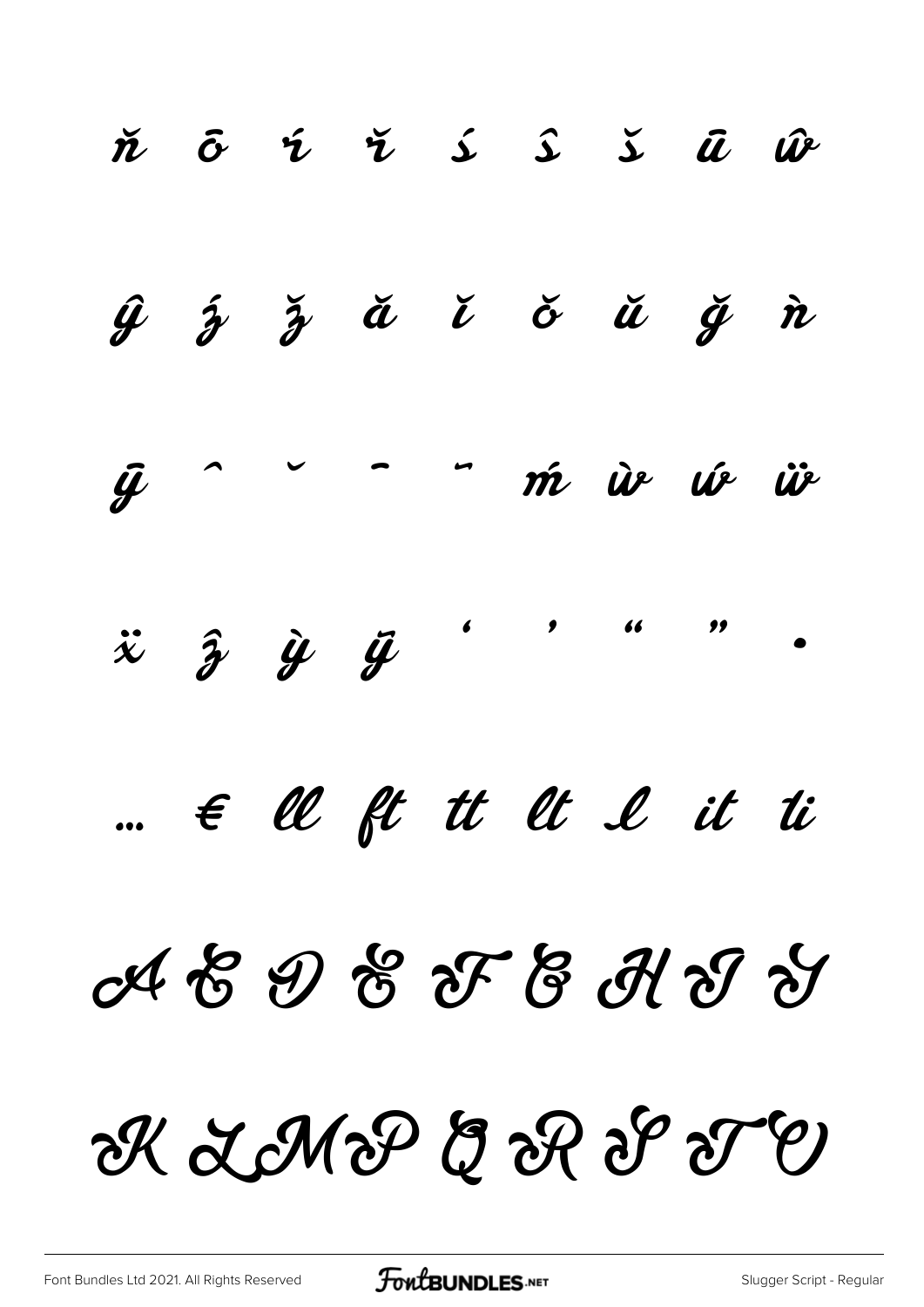ň ō ŕ ř ś ŝ š ū ŵ

ŷ ź ž ă ĭ ŏ ŭ ğ ǹ

ȳ ˆ ˘ ¯ ˉ ḿ ẁ ẃ ẅ

ẍ ẑ ỳ ỹ ‘ ’ “ ” •

… € ll ft tt lt l it ti

A E D E F G H I J

K L M P Q R S T V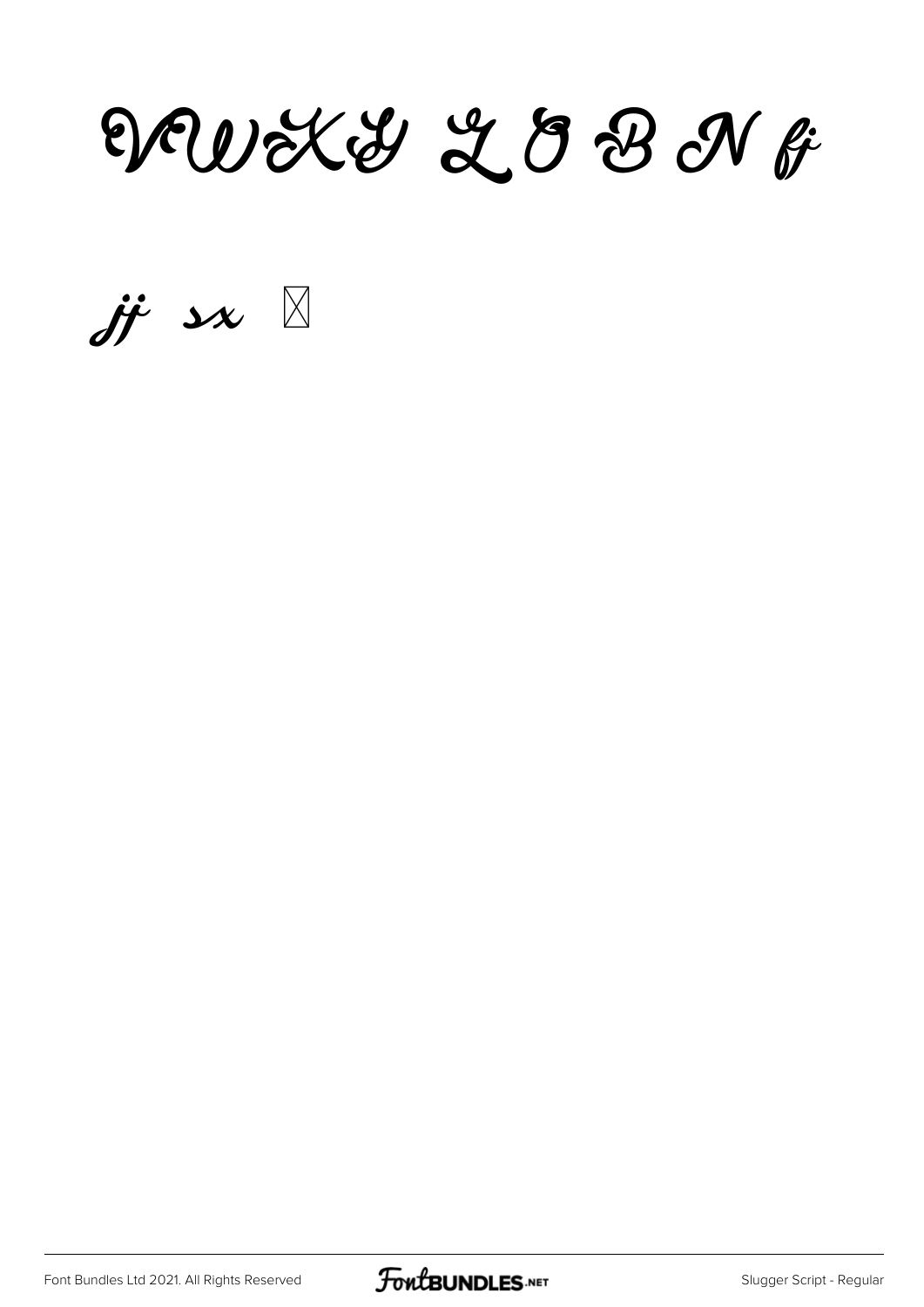V W X Y Z O B N fi

jj sx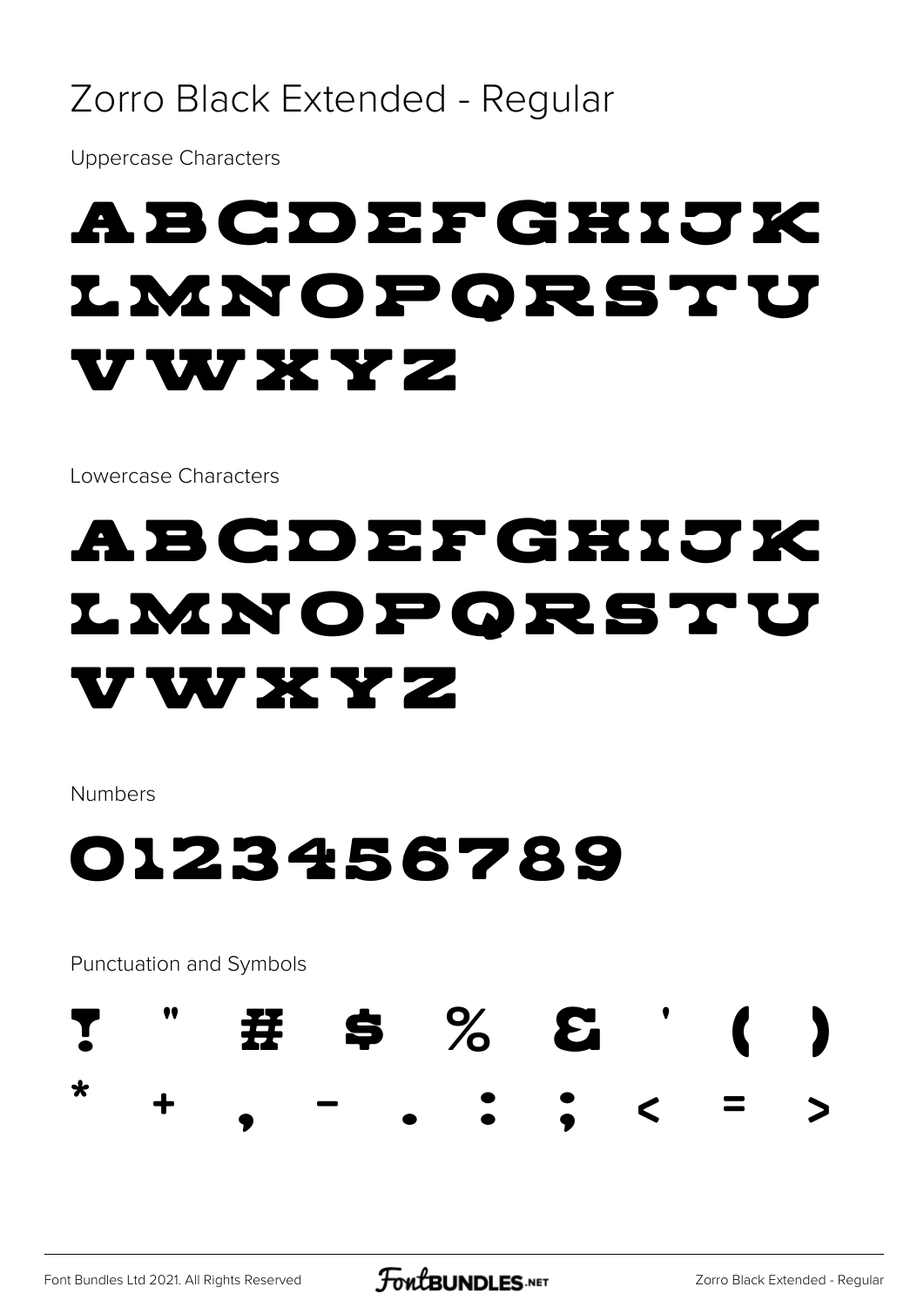# Zorro Black Extended - Regular

Uppercase Characters

ABCDEFGHIJK
LMNOPQRSTU
VWXYZ

Lowercase Characters

ABCDEFGHIJK
LMNOPQRSTU
VWXYZ

Numbers

0123456789

Punctuation and Symbols

! " # $ % & ' ( )
* + , - . : ; < = >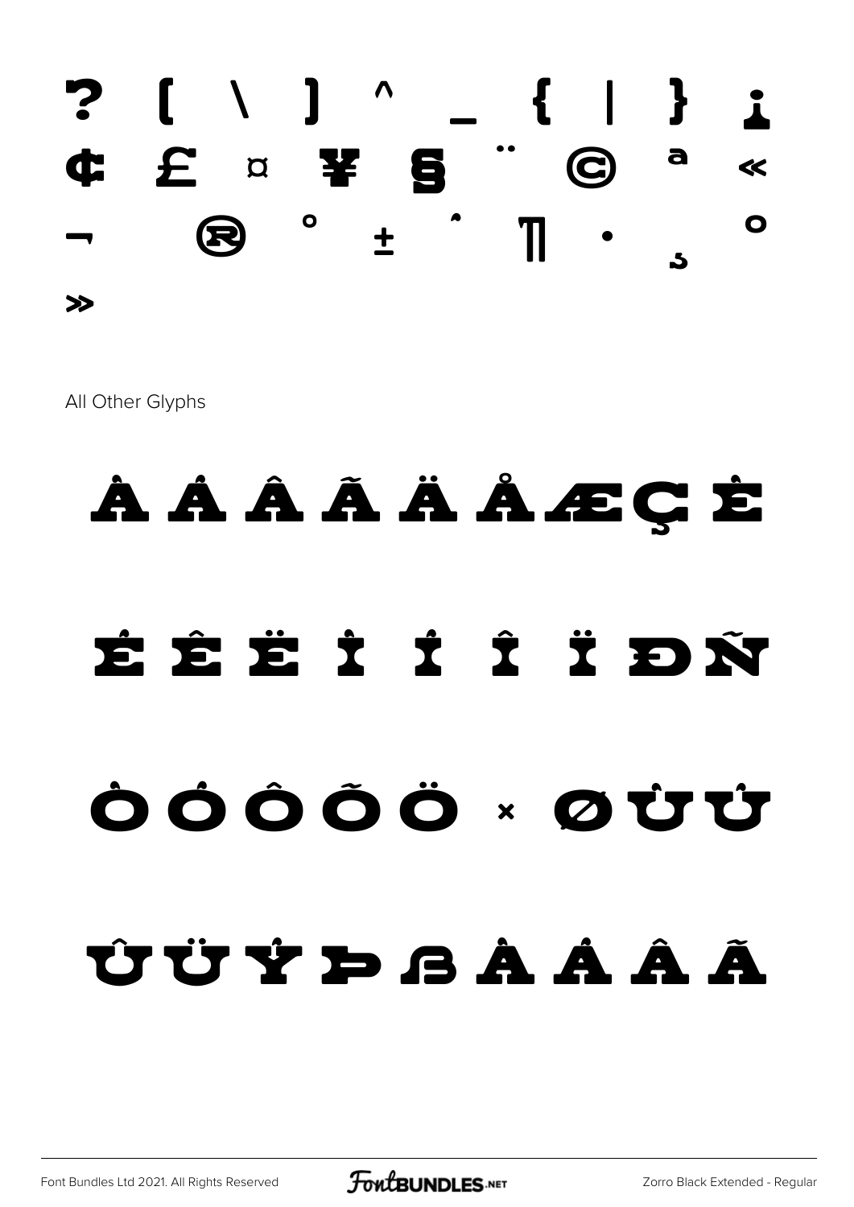? [ \ ] ^ _ { | } ¡

¢ £ ¤ ¥ § ¨ © ª «

¬ ® ° ± ´ ¶ · ¸ º

»

All Other Glyphs

À Á Â Ã Ä Å Æ Ç È

É Ê Ë Ì Í Î Ï Ð Ñ

Ò Ó Ô Õ Ö × Ø Ù Ú

Û Ü Ý Þ ß à á â ã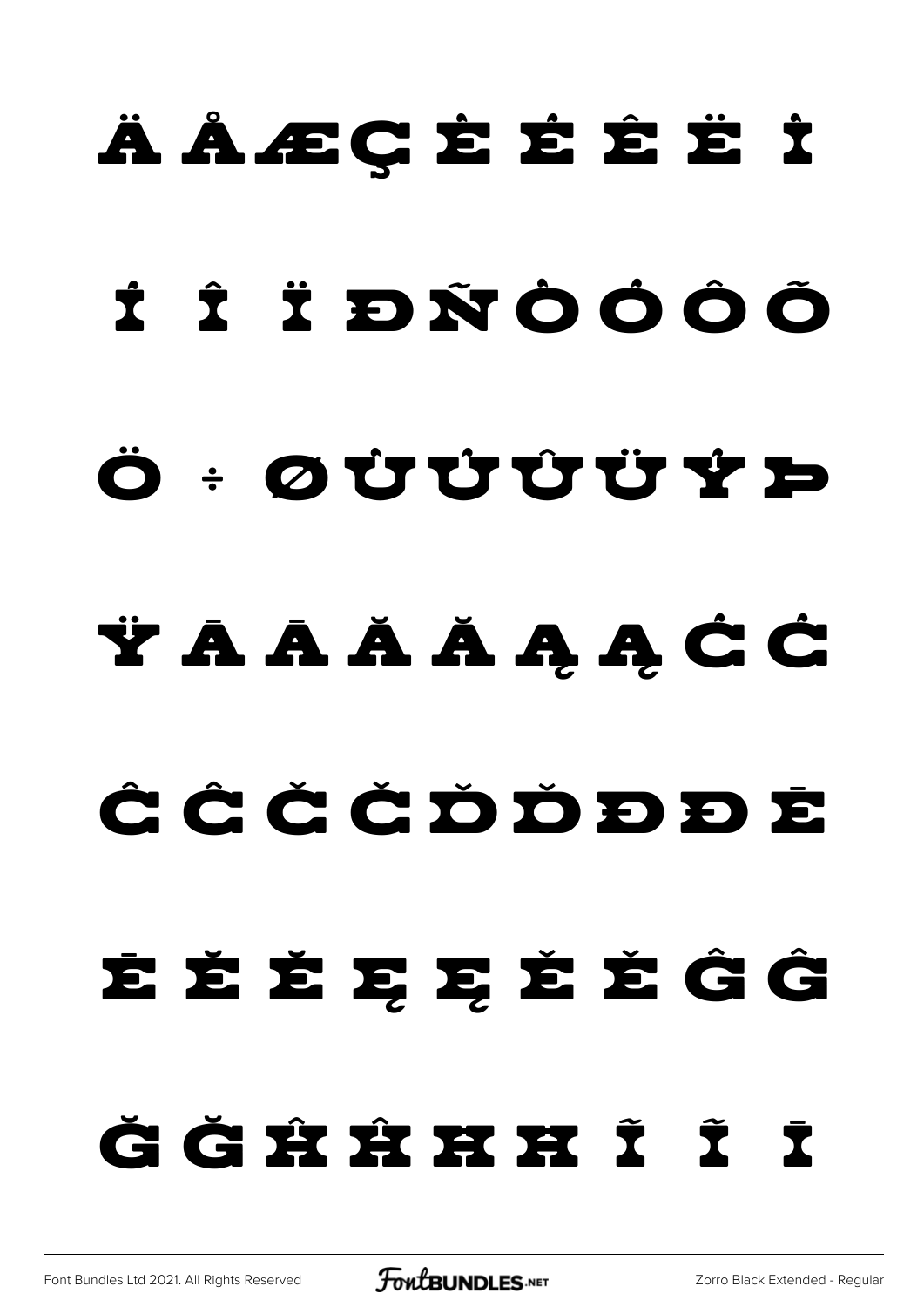Ä Å Æ Ç È É Ê Ë Ì

Í Î Ï Ð Ñ Ò Ó Ô Õ

Ö ÷ Ø Ù Ú Û Ü Ý Þ

Ÿ Ā Ā Ă Ă Ą Ą Ć Ć

Ĉ Ĉ Č Č Ď Ď Đ Đ Ė

Ė Ĕ Ĕ Ę Ę Ě Ě Ĝ Ĝ

Ğ Ğ Ĥ Ĥ Ħ Ħ Ĩ Ĩ Ī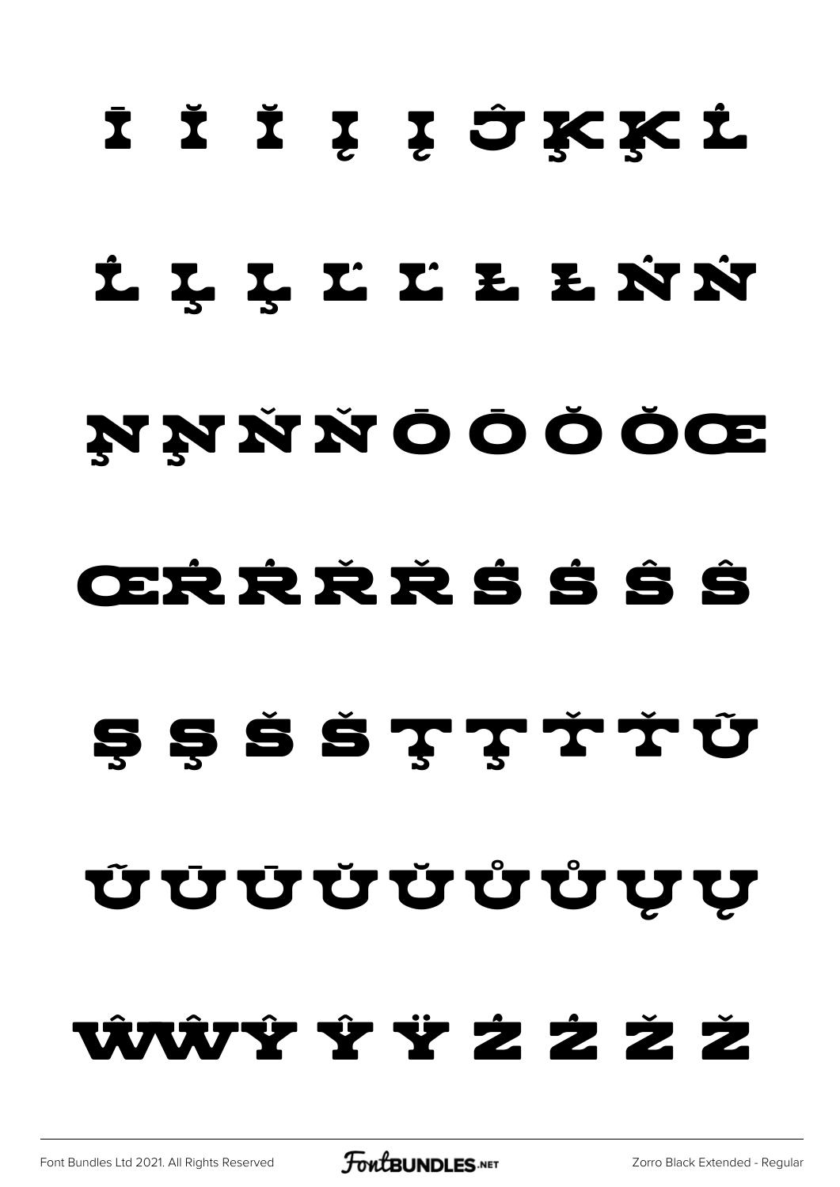Ī Ĭ Ĭ Į Į Ĵ Ķ Ķ Ĺ

Ĺ Ļ Ļ Ľ Ľ Ł Ł Ń Ń

Ņ Ņ Ň Ň Ō Ō Ŏ Ŏ Œ

Œ Ŕ Ŕ Ř Ř Ś Ś Ŝ Ŝ

Ş Ş Š Š Ţ Ţ Ť Ť Ũ

Ũ Ū Ū Ŭ Ŭ Ů Ů Ų Ų

Ŵ Ŵ Ŷ Ŷ Ÿ Ź Ź Ž Ž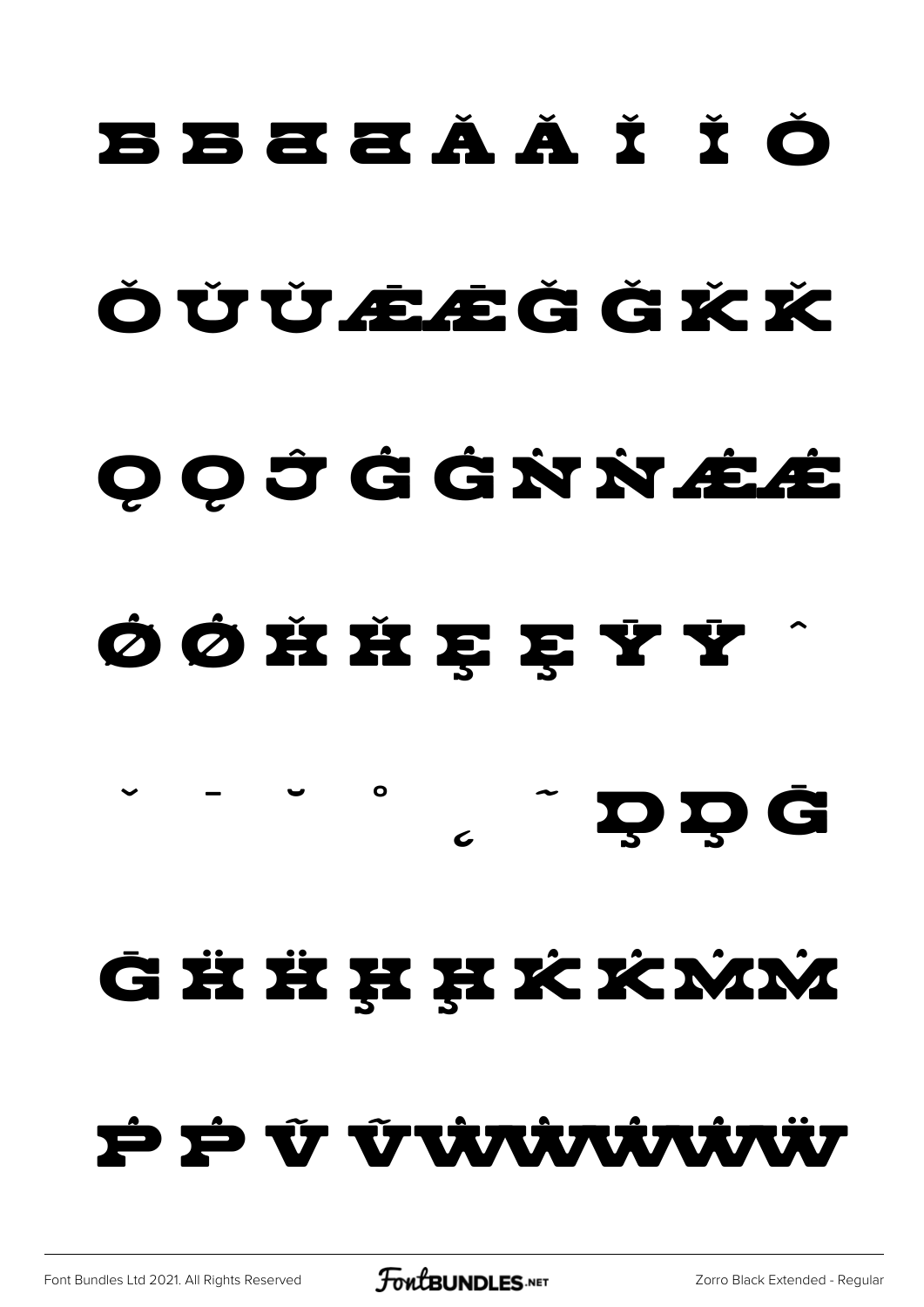Ƃ Ƃ ƃ ƃ Ǎ Ǎ Ǐ Ǐ Ǒ

Ǒ Ǔ Ǔ Ǣ Ǣ Ǧ Ǧ Ǩ Ǩ

Ǫ Ǫ Ĵ Ǵ Ǵ Ǹ Ǹ Ǽ Ǽ

Ǿ Ǿ Ȟ Ȟ Ȩ Ȩ Ȳ Ȳ ˆ

ˇ ˉ ˘ ˚ ˛ ˜ Ḑ Ḑ Ḡ

Ḡ Ḧ Ḧ Ḩ Ḩ Ḱ Ḱ Ḿ Ḿ

Ṕ Ṕ Ṽ Ṽ Ẁ Ẁ Ẃ Ẃ Ẅ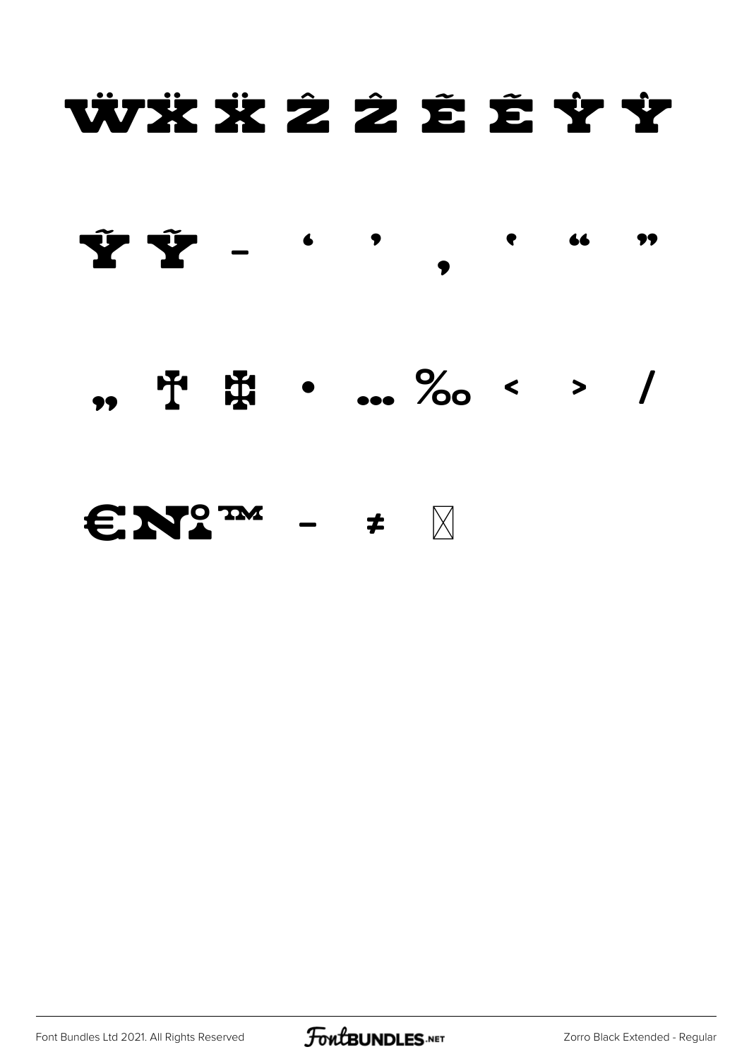Ẅ Ẍ ẍ Ẑ ẑ Ẽ ẽ Ỷ ỷ

Ỹ ỹ ‒ ‘ ’ ‚ ‛ “ ”

„ † ‡ • … ‰ ‹ › ⁄

€ № ™ − ≠